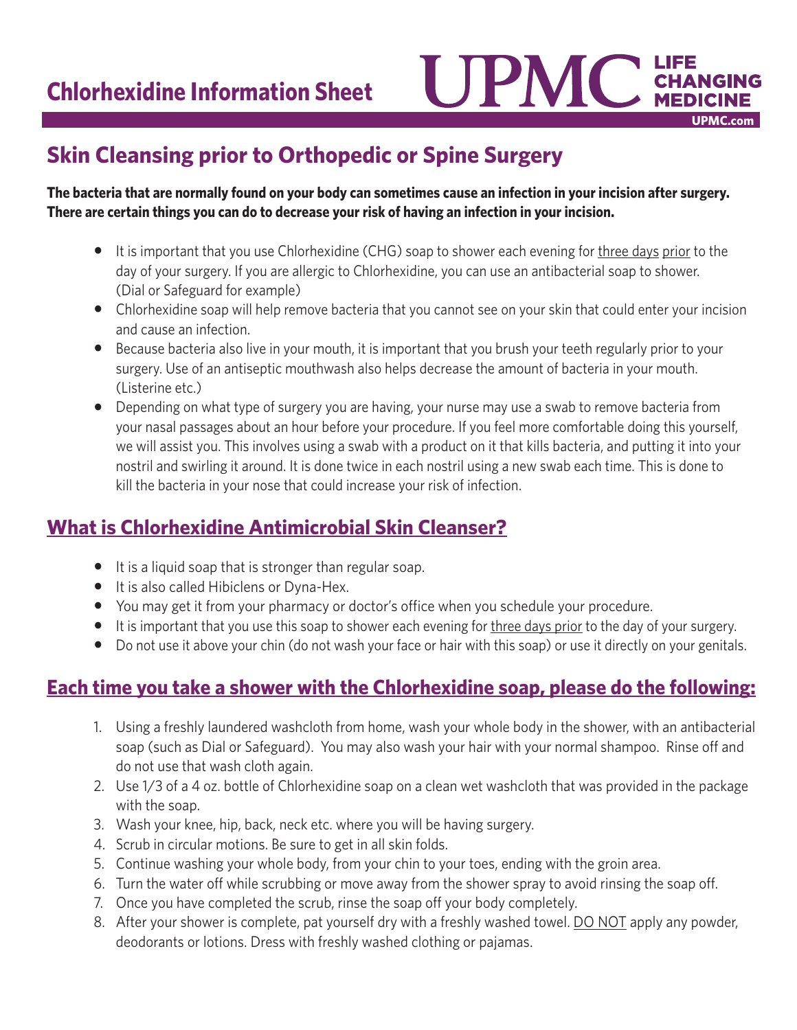# Chlorhexidine Information Sheet

UPMC LIFE CHANGING MEDICINE
UPMC.com

## Skin Cleansing prior to Orthopedic or Spine Surgery

**The bacteria that are normally found on your body can sometimes cause an infection in your incision after surgery. There are certain things you can do to decrease your risk of having an infection in your incision.**

- It is important that you use Chlorhexidine (CHG) soap to shower each evening for <u>three days</u> <u>prior</u> to the day of your surgery. If you are allergic to Chlorhexidine, you can use an antibacterial soap to shower. (Dial or Safeguard for example)
- Chlorhexidine soap will help remove bacteria that you cannot see on your skin that could enter your incision and cause an infection.
- Because bacteria also live in your mouth, it is important that you brush your teeth regularly prior to your surgery. Use of an antiseptic mouthwash also helps decrease the amount of bacteria in your mouth. (Listerine etc.)
- Depending on what type of surgery you are having, your nurse may use a swab to remove bacteria from your nasal passages about an hour before your procedure. If you feel more comfortable doing this yourself, we will assist you. This involves using a swab with a product on it that kills bacteria, and putting it into your nostril and swirling it around. It is done twice in each nostril using a new swab each time. This is done to kill the bacteria in your nose that could increase your risk of infection.

## <u>What is Chlorhexidine Antimicrobial Skin Cleanser?</u>

- It is a liquid soap that is stronger than regular soap.
- It is also called Hibiclens or Dyna-Hex.
- You may get it from your pharmacy or doctor's office when you schedule your procedure.
- It is important that you use this soap to shower each evening for <u>three days prior</u> to the day of your surgery.
- Do not use it above your chin (do not wash your face or hair with this soap) or use it directly on your genitals.

## <u>Each time you take a shower with the Chlorhexidine soap, please do the following:</u>

1. Using a freshly laundered washcloth from home, wash your whole body in the shower, with an antibacterial soap (such as Dial or Safeguard). You may also wash your hair with your normal shampoo. Rinse off and do not use that wash cloth again.
2. Use 1/3 of a 4 oz. bottle of Chlorhexidine soap on a clean wet washcloth that was provided in the package with the soap.
3. Wash your knee, hip, back, neck etc. where you will be having surgery.
4. Scrub in circular motions. Be sure to get in all skin folds.
5. Continue washing your whole body, from your chin to your toes, ending with the groin area.
6. Turn the water off while scrubbing or move away from the shower spray to avoid rinsing the soap off.
7. Once you have completed the scrub, rinse the soap off your body completely.
8. After your shower is complete, pat yourself dry with a freshly washed towel. <u>DO NOT</u> apply any powder, deodorants or lotions. Dress with freshly washed clothing or pajamas.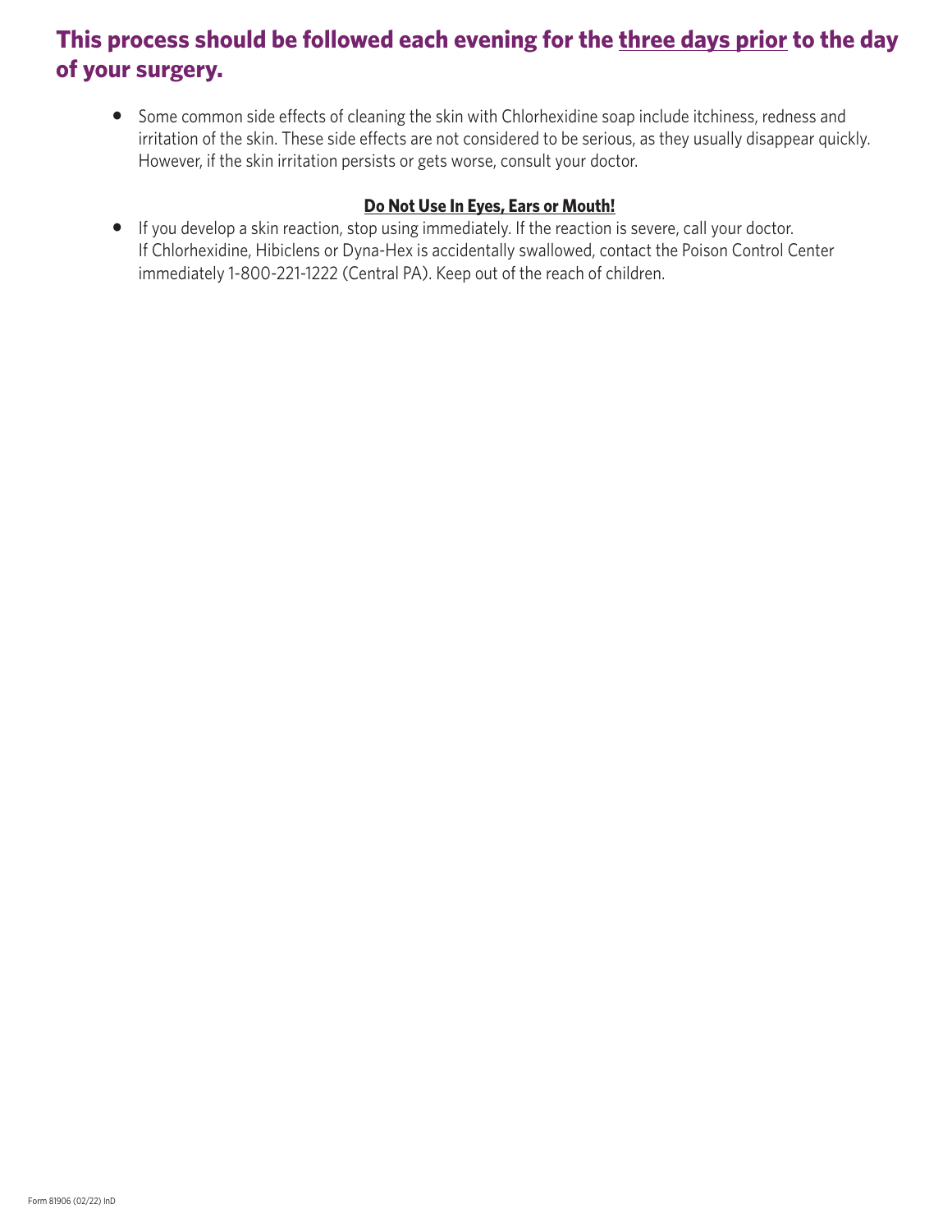## This process should be followed each evening for the <u>three days prior</u> to the day of your surgery.

- Some common side effects of cleaning the skin with Chlorhexidine soap include itchiness, redness and irritation of the skin. These side effects are not considered to be serious, as they usually disappear quickly. However, if the skin irritation persists or gets worse, consult your doctor.

**<u>Do Not Use In Eyes, Ears or Mouth!</u>**

- If you develop a skin reaction, stop using immediately. If the reaction is severe, call your doctor. If Chlorhexidine, Hibiclens or Dyna-Hex is accidentally swallowed, contact the Poison Control Center immediately 1-800-221-1222 (Central PA). Keep out of the reach of children.

Form 81906 (02/22) InD